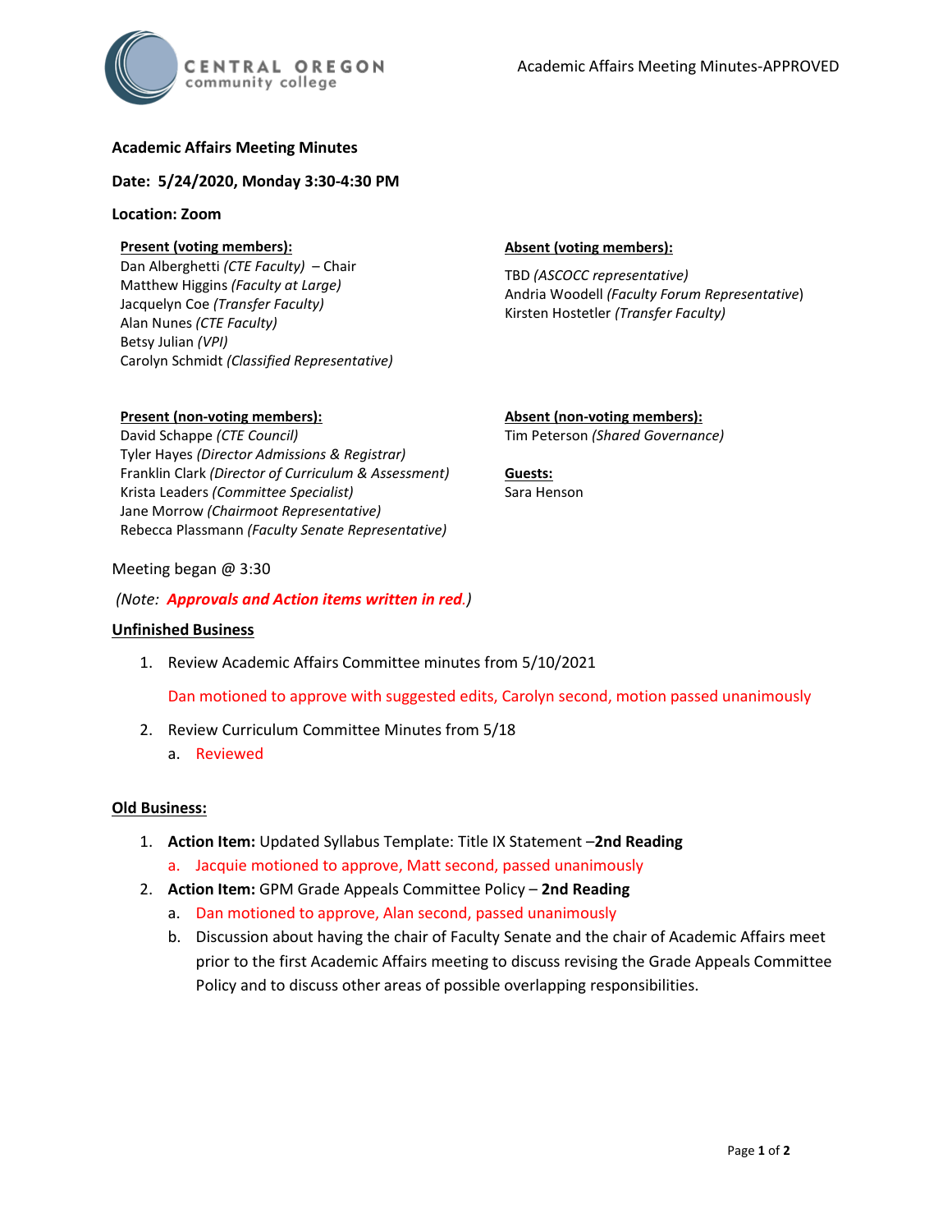Academic Affairs Meeting Minutes-APPROVED

**Academic Affairs Meeting Minutes**

**Date: 5/24/2020, Monday 3:30-4:30 PM**

**Location: Zoom**

**Present (voting members):**

Dan Alberghetti *(CTE Faculty)* – Chair
Matthew Higgins *(Faculty at Large)*
Jacquelyn Coe *(Transfer Faculty)*
Alan Nunes *(CTE Faculty)*
Betsy Julian *(VPI)*
Carolyn Schmidt *(Classified Representative)*

**Absent (voting members):**

TBD *(ASCOCC representative)*
Andria Woodell *(Faculty Forum Representative)*
Kirsten Hostetler *(Transfer Faculty)*

**Present (non-voting members):**

David Schappe *(CTE Council)*
Tyler Hayes *(Director Admissions & Registrar)*
Franklin Clark *(Director of Curriculum & Assessment)*
Krista Leaders *(Committee Specialist)*
Jane Morrow *(Chairmoot Representative)*
Rebecca Plassmann *(Faculty Senate Representative)*

**Absent (non-voting members):**

Tim Peterson *(Shared Governance)*

**Guests:**

Sara Henson

Meeting began @ 3:30

*(Note: **Approvals and Action items written in red**.)*

**Unfinished Business**

1. Review Academic Affairs Committee minutes from 5/10/2021

   Dan motioned to approve with suggested edits, Carolyn second, motion passed unanimously

2. Review Curriculum Committee Minutes from 5/18
   a. Reviewed

**Old Business:**

1. **Action Item:** Updated Syllabus Template: Title IX Statement –**2nd Reading**
   a. Jacquie motioned to approve, Matt second, passed unanimously
2. **Action Item:** GPM Grade Appeals Committee Policy – **2nd Reading**
   a. Dan motioned to approve, Alan second, passed unanimously
   b. Discussion about having the chair of Faculty Senate and the chair of Academic Affairs meet prior to the first Academic Affairs meeting to discuss revising the Grade Appeals Committee Policy and to discuss other areas of possible overlapping responsibilities.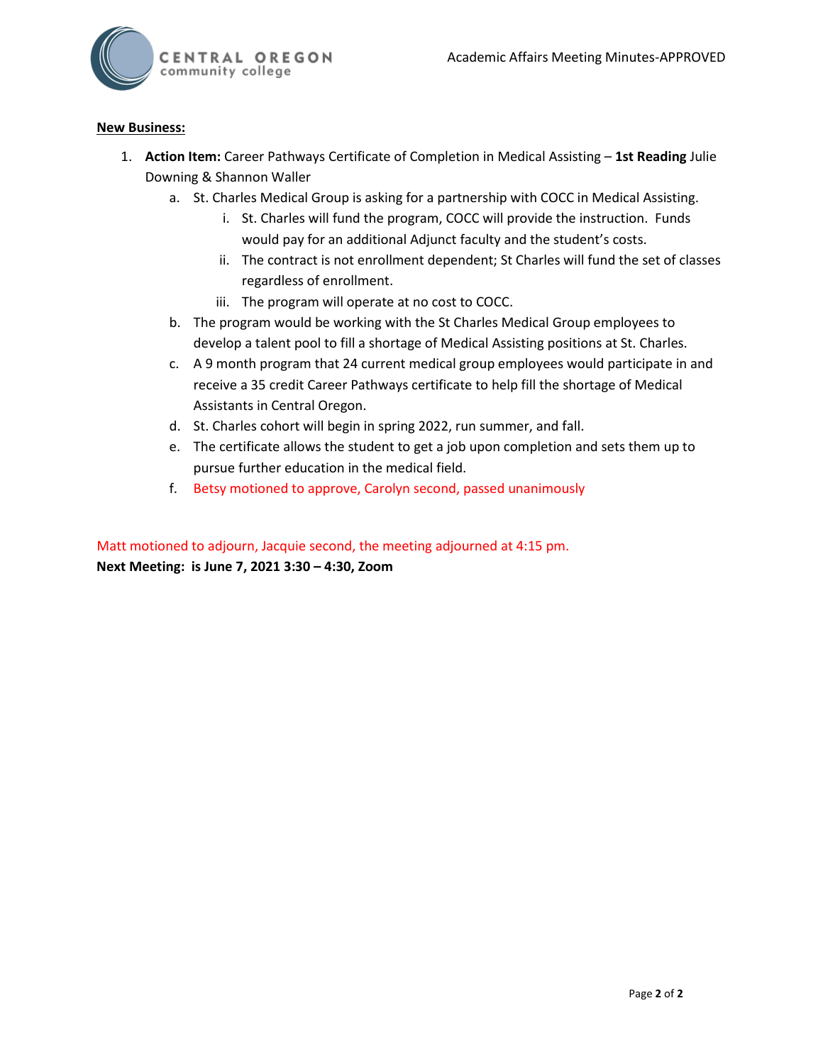**New Business:**

1. **Action Item:** Career Pathways Certificate of Completion in Medical Assisting – **1st Reading** Julie Downing & Shannon Waller
   a. St. Charles Medical Group is asking for a partnership with COCC in Medical Assisting.
      i. St. Charles will fund the program, COCC will provide the instruction. Funds would pay for an additional Adjunct faculty and the student's costs.
      ii. The contract is not enrollment dependent; St Charles will fund the set of classes regardless of enrollment.
      iii. The program will operate at no cost to COCC.
   b. The program would be working with the St Charles Medical Group employees to develop a talent pool to fill a shortage of Medical Assisting positions at St. Charles.
   c. A 9 month program that 24 current medical group employees would participate in and receive a 35 credit Career Pathways certificate to help fill the shortage of Medical Assistants in Central Oregon.
   d. St. Charles cohort will begin in spring 2022, run summer, and fall.
   e. The certificate allows the student to get a job upon completion and sets them up to pursue further education in the medical field.
   f. Betsy motioned to approve, Carolyn second, passed unanimously

Matt motioned to adjourn, Jacquie second, the meeting adjourned at 4:15 pm.

**Next Meeting: is June 7, 2021 3:30 – 4:30, Zoom**